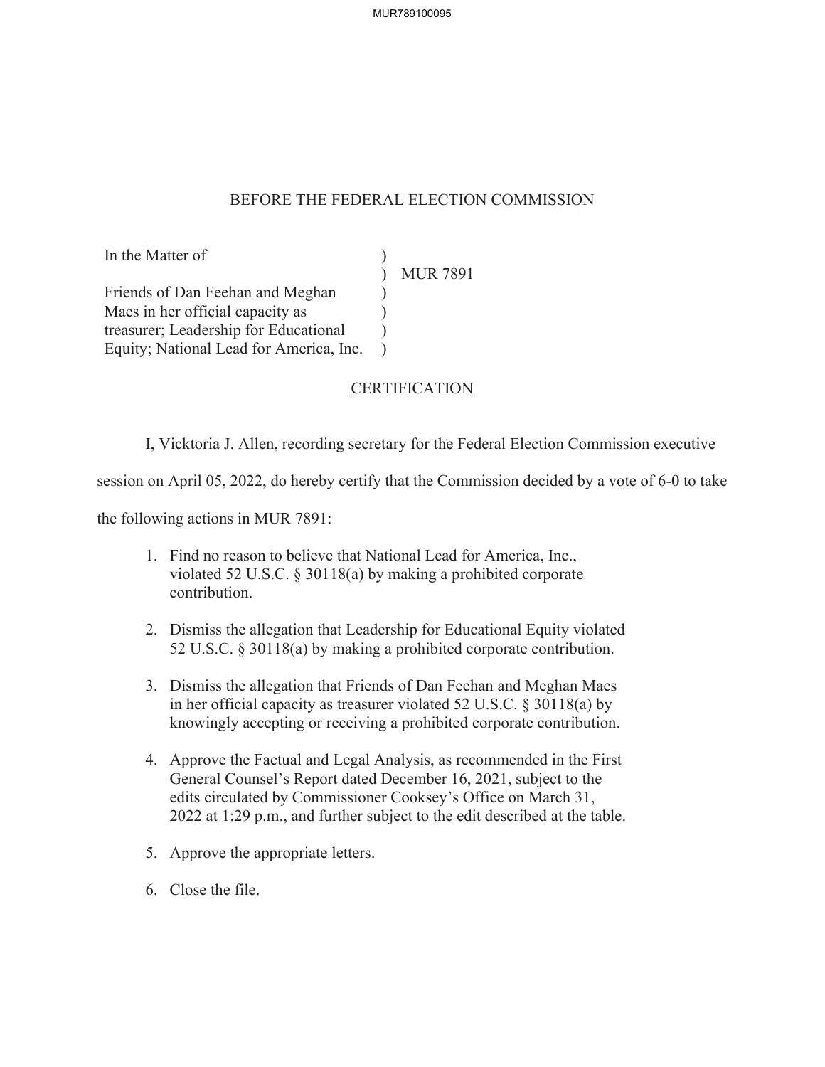BEFORE THE FEDERAL ELECTION COMMISSION

| In the Matter of | ) | |
|---|---|---|
| | ) | MUR 7891 |
| Friends of Dan Feehan and Meghan Maes in her official capacity as treasurer; Leadership for Educational Equity; National Lead for America, Inc. | ) | |

## CERTIFICATION

I, Vicktoria J. Allen, recording secretary for the Federal Election Commission executive session on April 05, 2022, do hereby certify that the Commission decided by a vote of 6-0 to take the following actions in MUR 7891:

1. Find no reason to believe that National Lead for America, Inc., violated 52 U.S.C. § 30118(a) by making a prohibited corporate contribution.

2. Dismiss the allegation that Leadership for Educational Equity violated 52 U.S.C. § 30118(a) by making a prohibited corporate contribution.

3. Dismiss the allegation that Friends of Dan Feehan and Meghan Maes in her official capacity as treasurer violated 52 U.S.C. § 30118(a) by knowingly accepting or receiving a prohibited corporate contribution.

4. Approve the Factual and Legal Analysis, as recommended in the First General Counsel's Report dated December 16, 2021, subject to the edits circulated by Commissioner Cooksey's Office on March 31, 2022 at 1:29 p.m., and further subject to the edit described at the table.

5. Approve the appropriate letters.

6. Close the file.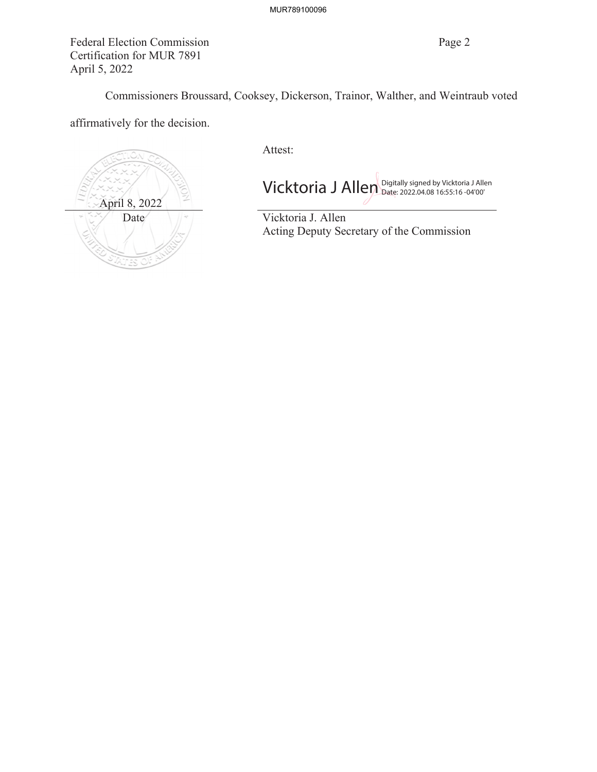Federal Election Commission
Certification for MUR 7891
April 5, 2022

Commissioners Broussard, Cooksey, Dickerson, Trainor, Walther, and Weintraub voted affirmatively for the decision.

Attest:

April 8, 2022
Date

Vicktoria J Allen Digitally signed by Vicktoria J Allen Date: 2022.04.08 16:55:16 -04'00'

Vicktoria J. Allen
Acting Deputy Secretary of the Commission